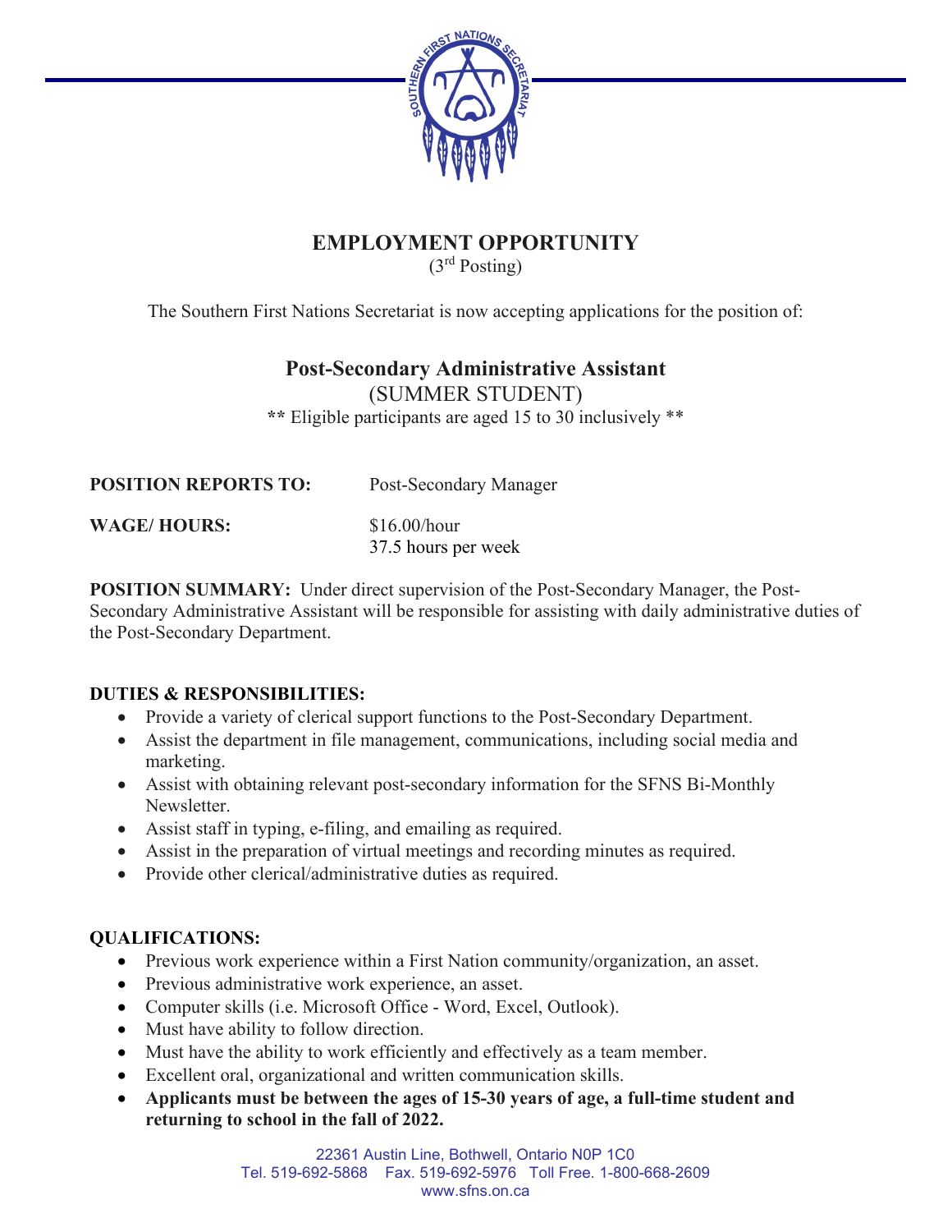# EMPLOYMENT OPPORTUNITY

(3rd Posting)

The Southern First Nations Secretariat is now accepting applications for the position of:

## Post-Secondary Administrative Assistant

(SUMMER STUDENT)

** Eligible participants are aged 15 to 30 inclusively **

**POSITION REPORTS TO:** Post-Secondary Manager

**WAGE/ HOURS:** $16.00/hour
37.5 hours per week

**POSITION SUMMARY:** Under direct supervision of the Post-Secondary Manager, the Post-Secondary Administrative Assistant will be responsible for assisting with daily administrative duties of the Post-Secondary Department.

**DUTIES & RESPONSIBILITIES:**

- Provide a variety of clerical support functions to the Post-Secondary Department.
- Assist the department in file management, communications, including social media and marketing.
- Assist with obtaining relevant post-secondary information for the SFNS Bi-Monthly Newsletter.
- Assist staff in typing, e-filing, and emailing as required.
- Assist in the preparation of virtual meetings and recording minutes as required.
- Provide other clerical/administrative duties as required.

**QUALIFICATIONS:**

- Previous work experience within a First Nation community/organization, an asset.
- Previous administrative work experience, an asset.
- Computer skills (i.e. Microsoft Office - Word, Excel, Outlook).
- Must have ability to follow direction.
- Must have the ability to work efficiently and effectively as a team member.
- Excellent oral, organizational and written communication skills.
- **Applicants must be between the ages of 15-30 years of age, a full-time student and returning to school in the fall of 2022.**

22361 Austin Line, Bothwell, Ontario N0P 1C0
Tel. 519-692-5868 Fax. 519-692-5976 Toll Free. 1-800-668-2609
www.sfns.on.ca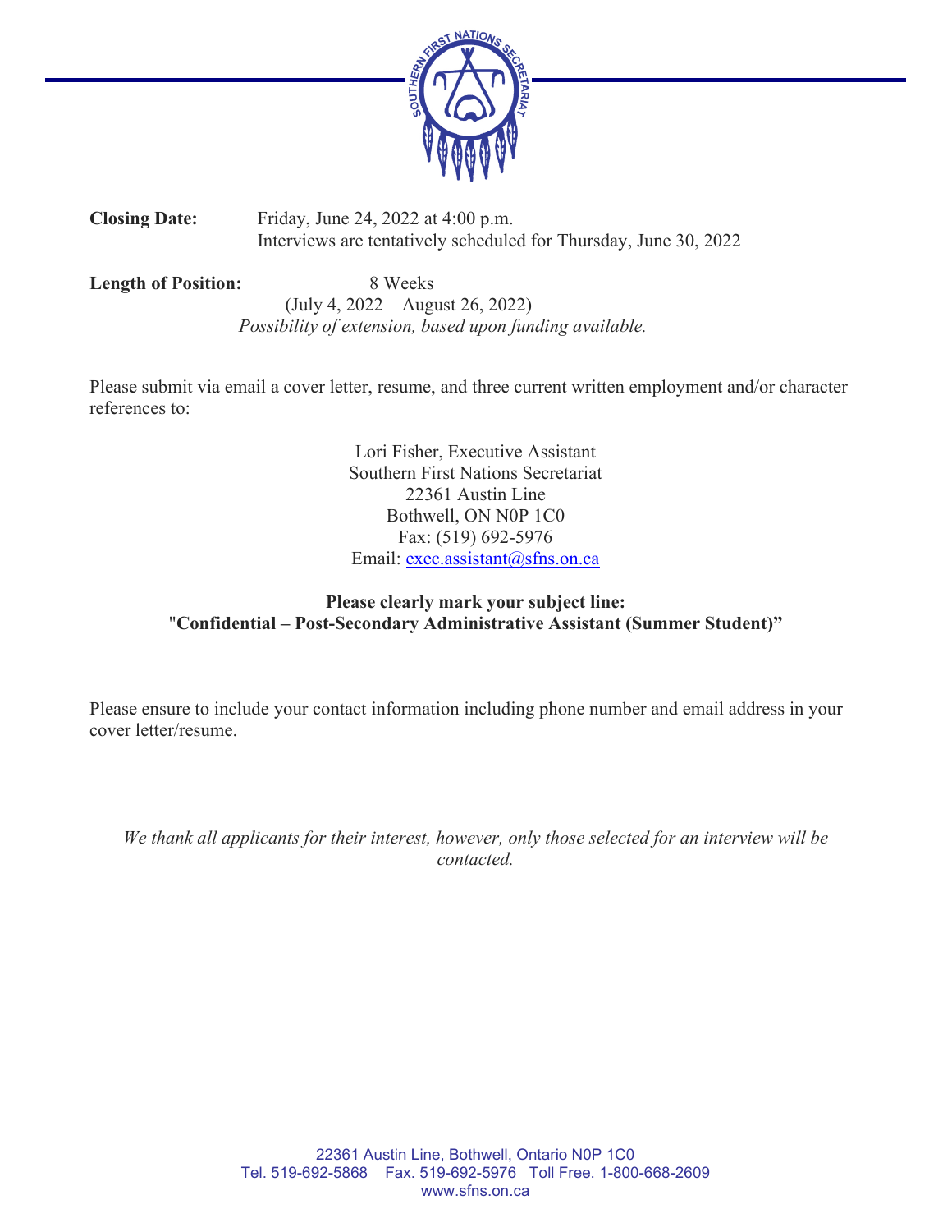**Closing Date:** Friday, June 24, 2022 at 4:00 p.m.
Interviews are tentatively scheduled for Thursday, June 30, 2022

**Length of Position:** 8 Weeks
(July 4, 2022 – August 26, 2022)
*Possibility of extension, based upon funding available.*

Please submit via email a cover letter, resume, and three current written employment and/or character references to:

Lori Fisher, Executive Assistant
Southern First Nations Secretariat
22361 Austin Line
Bothwell, ON N0P 1C0
Fax: (519) 692-5976
Email: exec.assistant@sfns.on.ca

**Please clearly mark your subject line:**
**"Confidential – Post-Secondary Administrative Assistant (Summer Student)"**

Please ensure to include your contact information including phone number and email address in your cover letter/resume.

*We thank all applicants for their interest, however, only those selected for an interview will be contacted.*

22361 Austin Line, Bothwell, Ontario N0P 1C0
Tel. 519-692-5868 Fax. 519-692-5976 Toll Free. 1-800-668-2609
www.sfns.on.ca